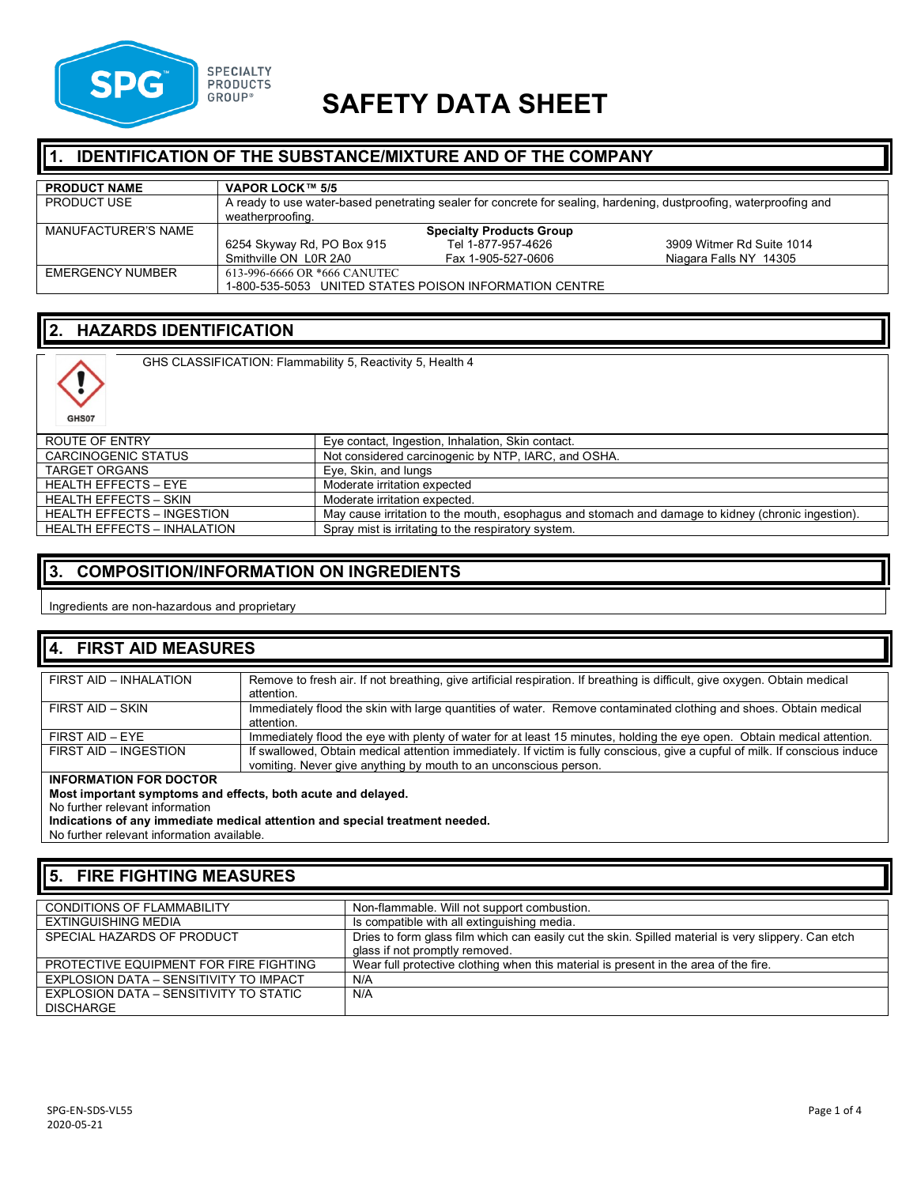# SAFETY DATA SHEET

## 1. IDENTIFICATION OF THE SUBSTANCE/MIXTURE AND OF THE COMPANY

| PRODUCT NAME | VAPOR LOCK™ 5/5 |
|---|---|
| PRODUCT USE | A ready to use water-based penetrating sealer for concrete for sealing, hardening, dustproofing, waterproofing and weatherproofing. |
| MANUFACTURER'S NAME | **Specialty Products Group**<br>6254 Skyway Rd, PO Box 915, Smithville ON L0R 2A0<br>Tel 1-877-957-4626<br>Fax 1-905-527-0606<br>3909 Witmer Rd Suite 1014, Niagara Falls NY 14305 |
| EMERGENCY NUMBER | 613-996-6666 OR *666 CANUTEC<br>1-800-535-5053 UNITED STATES POISON INFORMATION CENTRE |

## 2. HAZARDS IDENTIFICATION

GHS07

GHS CLASSIFICATION: Flammability 5, Reactivity 5, Health 4

| ROUTE OF ENTRY | Eye contact, Ingestion, Inhalation, Skin contact. |
|---|---|
| CARCINOGENIC STATUS | Not considered carcinogenic by NTP, IARC, and OSHA. |
| TARGET ORGANS | Eye, Skin, and lungs |
| HEALTH EFFECTS – EYE | Moderate irritation expected |
| HEALTH EFFECTS – SKIN | Moderate irritation expected. |
| HEALTH EFFECTS – INGESTION | May cause irritation to the mouth, esophagus and stomach and damage to kidney (chronic ingestion). |
| HEALTH EFFECTS – INHALATION | Spray mist is irritating to the respiratory system. |

## 3. COMPOSITION/INFORMATION ON INGREDIENTS

Ingredients are non-hazardous and proprietary

## 4. FIRST AID MEASURES

| FIRST AID – INHALATION | Remove to fresh air. If not breathing, give artificial respiration. If breathing is difficult, give oxygen. Obtain medical attention. |
|---|---|
| FIRST AID – SKIN | Immediately flood the skin with large quantities of water. Remove contaminated clothing and shoes. Obtain medical attention. |
| FIRST AID – EYE | Immediately flood the eye with plenty of water for at least 15 minutes, holding the eye open. Obtain medical attention. |
| FIRST AID – INGESTION | If swallowed, Obtain medical attention immediately. If victim is fully conscious, give a cupful of milk. If conscious induce vomiting. Never give anything by mouth to an unconscious person. |

**INFORMATION FOR DOCTOR**

**Most important symptoms and effects, both acute and delayed.**

No further relevant information

**Indications of any immediate medical attention and special treatment needed.**

No further relevant information available.

## 5. FIRE FIGHTING MEASURES

| CONDITIONS OF FLAMMABILITY | Non-flammable. Will not support combustion. |
|---|---|
| EXTINGUISHING MEDIA | Is compatible with all extinguishing media. |
| SPECIAL HAZARDS OF PRODUCT | Dries to form glass film which can easily cut the skin. Spilled material is very slippery. Can etch glass if not promptly removed. |
| PROTECTIVE EQUIPMENT FOR FIRE FIGHTING | Wear full protective clothing when this material is present in the area of the fire. |
| EXPLOSION DATA – SENSITIVITY TO IMPACT | N/A |
| EXPLOSION DATA – SENSITIVITY TO STATIC DISCHARGE | N/A |

SPG-EN-SDS-VL55
2020-05-21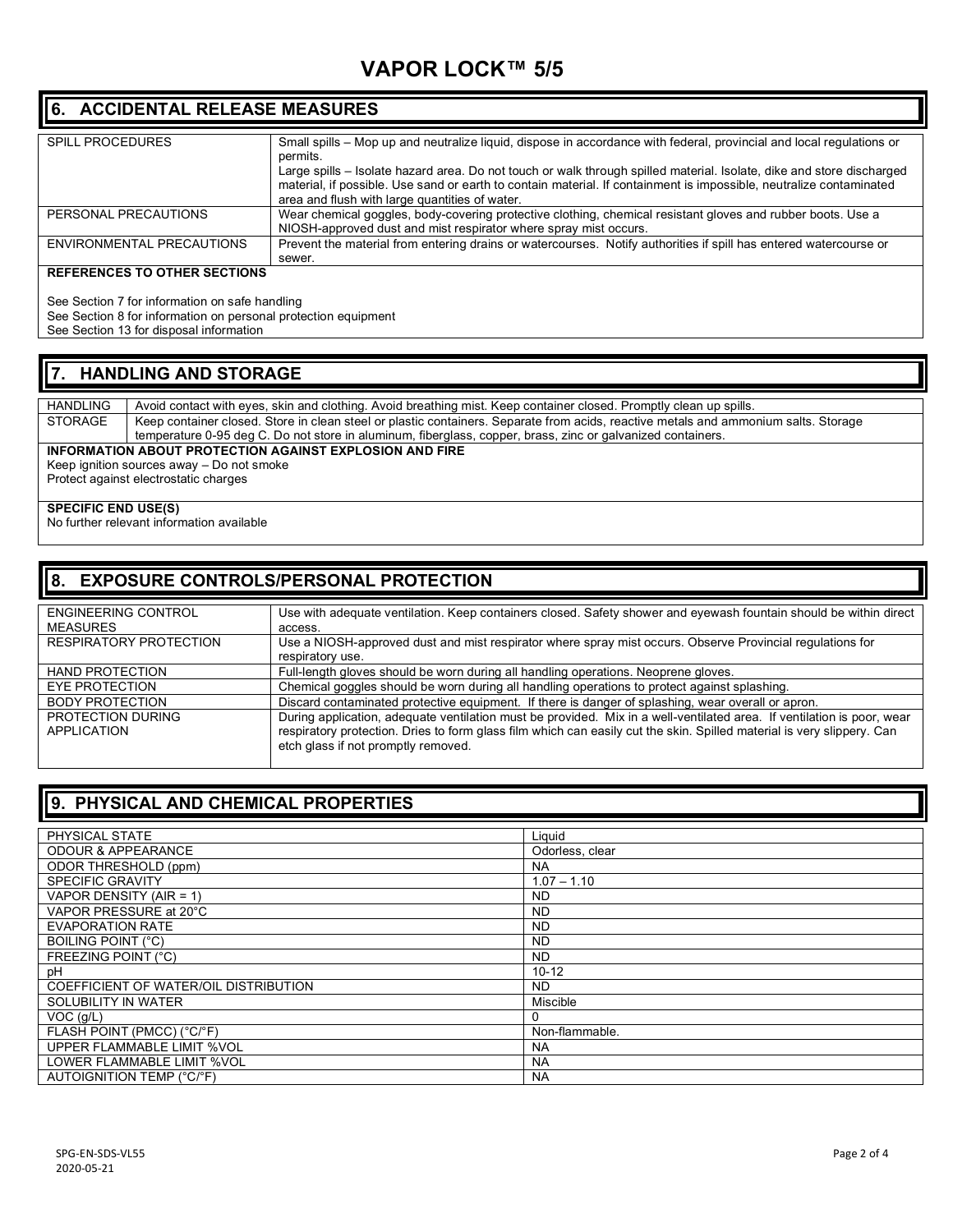## 6. ACCIDENTAL RELEASE MEASURES

| | |
|---|---|
| SPILL PROCEDURES | Small spills – Mop up and neutralize liquid, dispose in accordance with federal, provincial and local regulations or permits.<br>Large spills – Isolate hazard area. Do not touch or walk through spilled material. Isolate, dike and store discharged material, if possible. Use sand or earth to contain material. If containment is impossible, neutralize contaminated area and flush with large quantities of water. |
| PERSONAL PRECAUTIONS | Wear chemical goggles, body-covering protective clothing, chemical resistant gloves and rubber boots. Use a NIOSH-approved dust and mist respirator where spray mist occurs. |
| ENVIRONMENTAL PRECAUTIONS | Prevent the material from entering drains or watercourses. Notify authorities if spill has entered watercourse or sewer. |

**REFERENCES TO OTHER SECTIONS**

See Section 7 for information on safe handling
See Section 8 for information on personal protection equipment
See Section 13 for disposal information

## 7. HANDLING AND STORAGE

| | |
|---|---|
| HANDLING | Avoid contact with eyes, skin and clothing. Avoid breathing mist. Keep container closed. Promptly clean up spills. |
| STORAGE | Keep container closed. Store in clean steel or plastic containers. Separate from acids, reactive metals and ammonium salts. Storage temperature 0-95 deg C. Do not store in aluminum, fiberglass, copper, brass, zinc or galvanized containers. |

**INFORMATION ABOUT PROTECTION AGAINST EXPLOSION AND FIRE**

Keep ignition sources away – Do not smoke
Protect against electrostatic charges

**SPECIFIC END USE(S)**

No further relevant information available

## 8. EXPOSURE CONTROLS/PERSONAL PROTECTION

| | |
|---|---|
| ENGINEERING CONTROL MEASURES | Use with adequate ventilation. Keep containers closed. Safety shower and eyewash fountain should be within direct access. |
| RESPIRATORY PROTECTION | Use a NIOSH-approved dust and mist respirator where spray mist occurs. Observe Provincial regulations for respiratory use. |
| HAND PROTECTION | Full-length gloves should be worn during all handling operations. Neoprene gloves. |
| EYE PROTECTION | Chemical goggles should be worn during all handling operations to protect against splashing. |
| BODY PROTECTION | Discard contaminated protective equipment. If there is danger of splashing, wear overall or apron. |
| PROTECTION DURING APPLICATION | During application, adequate ventilation must be provided. Mix in a well-ventilated area. If ventilation is poor, wear respiratory protection. Dries to form glass film which can easily cut the skin. Spilled material is very slippery. Can etch glass if not promptly removed. |

## 9. PHYSICAL AND CHEMICAL PROPERTIES

| | |
|---|---|
| PHYSICAL STATE | Liquid |
| ODOUR & APPEARANCE | Odorless, clear |
| ODOR THRESHOLD (ppm) | NA |
| SPECIFIC GRAVITY | 1.07 – 1.10 |
| VAPOR DENSITY (AIR = 1) | ND |
| VAPOR PRESSURE at 20°C | ND |
| EVAPORATION RATE | ND |
| BOILING POINT (°C) | ND |
| FREEZING POINT (°C) | ND |
| pH | 10-12 |
| COEFFICIENT OF WATER/OIL DISTRIBUTION | ND |
| SOLUBILITY IN WATER | Miscible |
| VOC (g/L) | 0 |
| FLASH POINT (PMCC) (°C/°F) | Non-flammable. |
| UPPER FLAMMABLE LIMIT %VOL | NA |
| LOWER FLAMMABLE LIMIT %VOL | NA |
| AUTOIGNITION TEMP (°C/°F) | NA |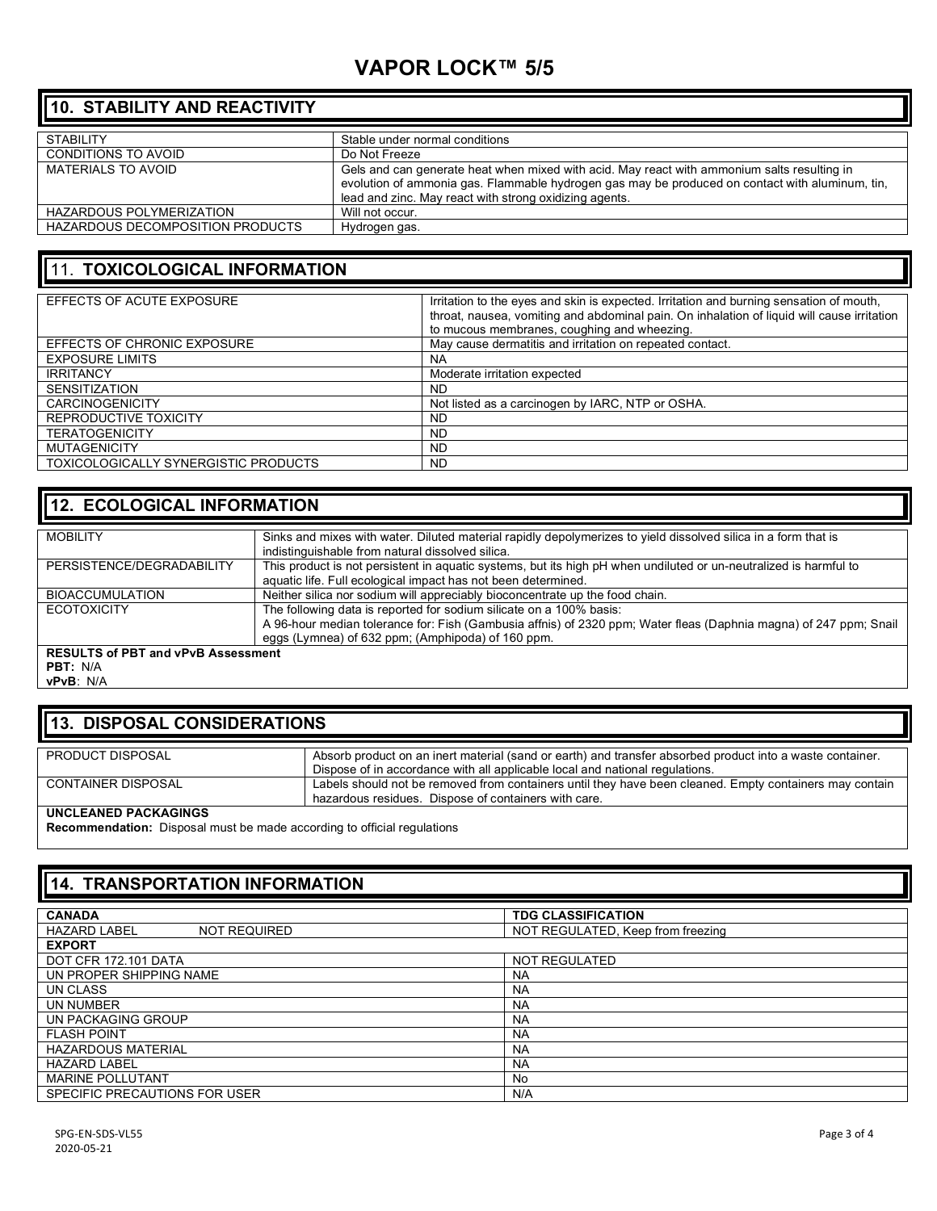## 10. STABILITY AND REACTIVITY

| | |
|---|---|
| STABILITY | Stable under normal conditions |
| CONDITIONS TO AVOID | Do Not Freeze |
| MATERIALS TO AVOID | Gels and can generate heat when mixed with acid. May react with ammonium salts resulting in evolution of ammonia gas. Flammable hydrogen gas may be produced on contact with aluminum, tin, lead and zinc. May react with strong oxidizing agents. |
| HAZARDOUS POLYMERIZATION | Will not occur. |
| HAZARDOUS DECOMPOSITION PRODUCTS | Hydrogen gas. |

## 11. TOXICOLOGICAL INFORMATION

| | |
|---|---|
| EFFECTS OF ACUTE EXPOSURE | Irritation to the eyes and skin is expected. Irritation and burning sensation of mouth, throat, nausea, vomiting and abdominal pain. On inhalation of liquid will cause irritation to mucous membranes, coughing and wheezing. |
| EFFECTS OF CHRONIC EXPOSURE | May cause dermatitis and irritation on repeated contact. |
| EXPOSURE LIMITS | NA |
| IRRITANCY | Moderate irritation expected |
| SENSITIZATION | ND |
| CARCINOGENICITY | Not listed as a carcinogen by IARC, NTP or OSHA. |
| REPRODUCTIVE TOXICITY | ND |
| TERATOGENICITY | ND |
| MUTAGENICITY | ND |
| TOXICOLOGICALLY SYNERGISTIC PRODUCTS | ND |

## 12. ECOLOGICAL INFORMATION

| | |
|---|---|
| MOBILITY | Sinks and mixes with water. Diluted material rapidly depolymerizes to yield dissolved silica in a form that is indistinguishable from natural dissolved silica. |
| PERSISTENCE/DEGRADABILITY | This product is not persistent in aquatic systems, but its high pH when undiluted or un-neutralized is harmful to aquatic life. Full ecological impact has not been determined. |
| BIOACCUMULATION | Neither silica nor sodium will appreciably bioconcentrate up the food chain. |
| ECOTOXICITY | The following data is reported for sodium silicate on a 100% basis: A 96-hour median tolerance for: Fish (Gambusia affnis) of 2320 ppm; Water fleas (Daphnia magna) of 247 ppm; Snail eggs (Lymnea) of 632 ppm; (Amphipoda) of 160 ppm. |

**RESULTS of PBT and vPvB Assessment**

**PBT:** N/A

**vPvB**: N/A

## 13. DISPOSAL CONSIDERATIONS

| | |
|---|---|
| PRODUCT DISPOSAL | Absorb product on an inert material (sand or earth) and transfer absorbed product into a waste container. Dispose of in accordance with all applicable local and national regulations. |
| CONTAINER DISPOSAL | Labels should not be removed from containers until they have been cleaned. Empty containers may contain hazardous residues. Dispose of containers with care. |

**UNCLEANED PACKAGINGS**

**Recommendation:** Disposal must be made according to official regulations

## 14. TRANSPORTATION INFORMATION

| **CANADA** | **TDG CLASSIFICATION** |
|---|---|
| HAZARD LABEL NOT REQUIRED | NOT REGULATED, Keep from freezing |
| **EXPORT** | |
| DOT CFR 172.101 DATA | NOT REGULATED |
| UN PROPER SHIPPING NAME | NA |
| UN CLASS | NA |
| UN NUMBER | NA |
| UN PACKAGING GROUP | NA |
| FLASH POINT | NA |
| HAZARDOUS MATERIAL | NA |
| HAZARD LABEL | NA |
| MARINE POLLUTANT | No |
| SPECIFIC PRECAUTIONS FOR USER | N/A |

SPG-EN-SDS-VL55
2020-05-21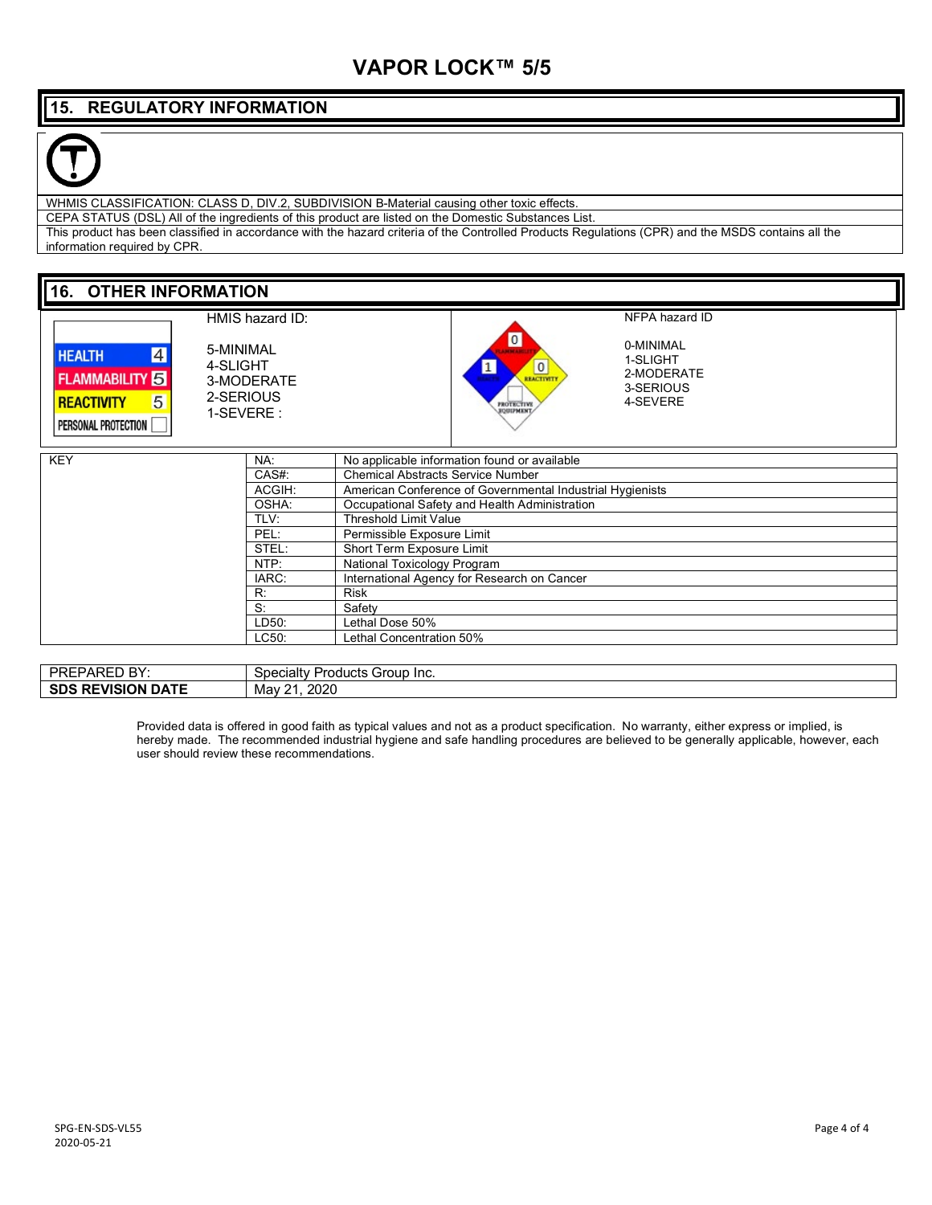## 15. REGULATORY INFORMATION

WHMIS CLASSIFICATION: CLASS D, DIV.2, SUBDIVISION B-Material causing other toxic effects.

CEPA STATUS (DSL) All of the ingredients of this product are listed on the Domestic Substances List.

This product has been classified in accordance with the hazard criteria of the Controlled Products Regulations (CPR) and the MSDS contains all the information required by CPR.

## 16. OTHER INFORMATION

HMIS hazard ID:

| | |
|---|---|
| HEALTH | 4 |
| FLAMMABILITY | 5 |
| REACTIVITY | 5 |
| PERSONAL PROTECTION | |

5-MINIMAL
4-SLIGHT
3-MODERATE
2-SERIOUS
1-SEVERE :

NFPA hazard ID

FLAMMABILITY 0
HEALTH 1
REACTIVITY 0
PROTECTIVE EQUIPMENT

0-MINIMAL
1-SLIGHT
2-MODERATE
3-SERIOUS
4-SEVERE

| | | |
|---|---|---|
| KEY | NA: | No applicable information found or available |
| | CAS#: | Chemical Abstracts Service Number |
| | ACGIH: | American Conference of Governmental Industrial Hygienists |
| | OSHA: | Occupational Safety and Health Administration |
| | TLV: | Threshold Limit Value |
| | PEL: | Permissible Exposure Limit |
| | STEL: | Short Term Exposure Limit |
| | NTP: | National Toxicology Program |
| | IARC: | International Agency for Research on Cancer |
| | R: | Risk |
| | S: | Safety |
| | LD50: | Lethal Dose 50% |
| | LC50: | Lethal Concentration 50% |

| | |
|---|---|
| PREPARED BY: | Specialty Products Group Inc. |
| **SDS REVISION DATE** | May 21, 2020 |

Provided data is offered in good faith as typical values and not as a product specification. No warranty, either express or implied, is hereby made. The recommended industrial hygiene and safe handling procedures are believed to be generally applicable, however, each user should review these recommendations.

SPG-EN-SDS-VL55
2020-05-21